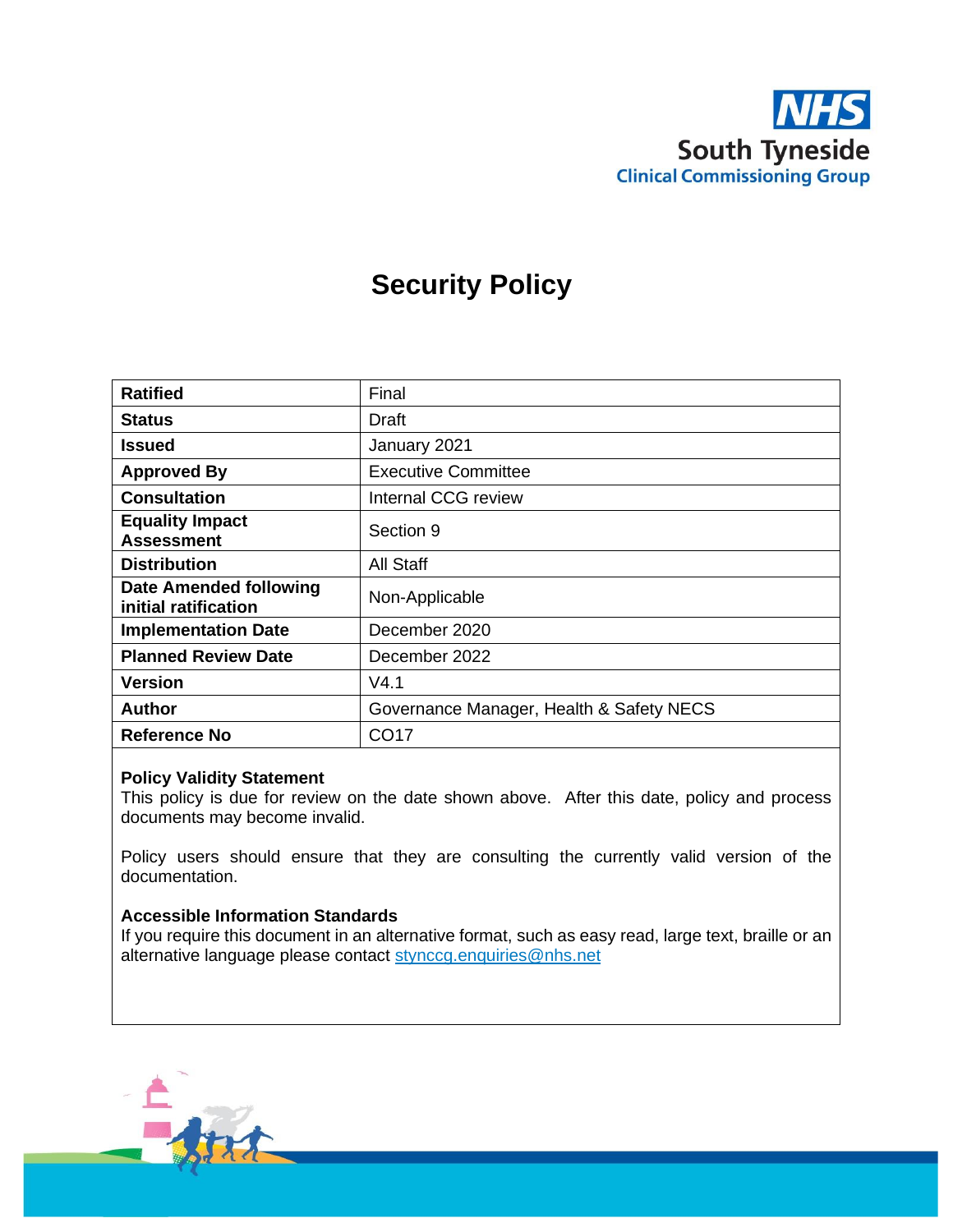NHS
South Tyneside
Clinical Commissioning Group

# Security Policy

| | |
|---|---|
| **Ratified** | Final |
| **Status** | Draft |
| **Issued** | January 2021 |
| **Approved By** | Executive Committee |
| **Consultation** | Internal CCG review |
| **Equality Impact Assessment** | Section 9 |
| **Distribution** | All Staff |
| **Date Amended following initial ratification** | Non-Applicable |
| **Implementation Date** | December 2020 |
| **Planned Review Date** | December 2022 |
| **Version** | V4.1 |
| **Author** | Governance Manager, Health & Safety NECS |
| **Reference No** | CO17 |

**Policy Validity Statement**
This policy is due for review on the date shown above. After this date, policy and process documents may become invalid.

Policy users should ensure that they are consulting the currently valid version of the documentation.

**Accessible Information Standards**
If you require this document in an alternative format, such as easy read, large text, braille or an alternative language please contact stynccg.enquiries@nhs.net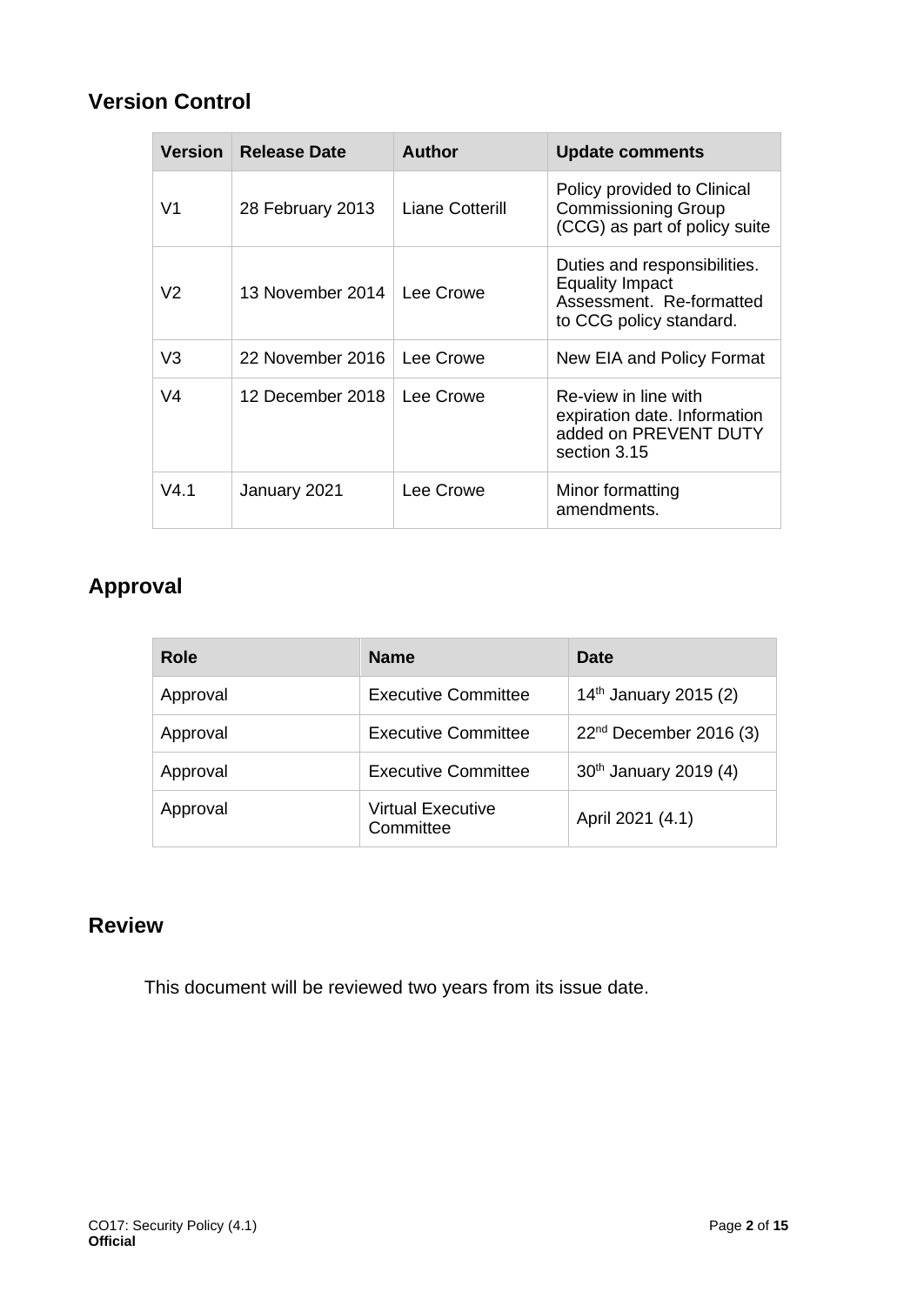## Version Control

| Version | Release Date | Author | Update comments |
|---|---|---|---|
| V1 | 28 February 2013 | Liane Cotterill | Policy provided to Clinical Commissioning Group (CCG) as part of policy suite |
| V2 | 13 November 2014 | Lee Crowe | Duties and responsibilities. Equality Impact Assessment. Re-formatted to CCG policy standard. |
| V3 | 22 November 2016 | Lee Crowe | New EIA and Policy Format |
| V4 | 12 December 2018 | Lee Crowe | Re-view in line with expiration date. Information added on PREVENT DUTY section 3.15 |
| V4.1 | January 2021 | Lee Crowe | Minor formatting amendments. |

## Approval

| Role | Name | Date |
|---|---|---|
| Approval | Executive Committee | 14th January 2015 (2) |
| Approval | Executive Committee | 22nd December 2016 (3) |
| Approval | Executive Committee | 30th January 2019 (4) |
| Approval | Virtual Executive Committee | April 2021 (4.1) |

## Review

This document will be reviewed two years from its issue date.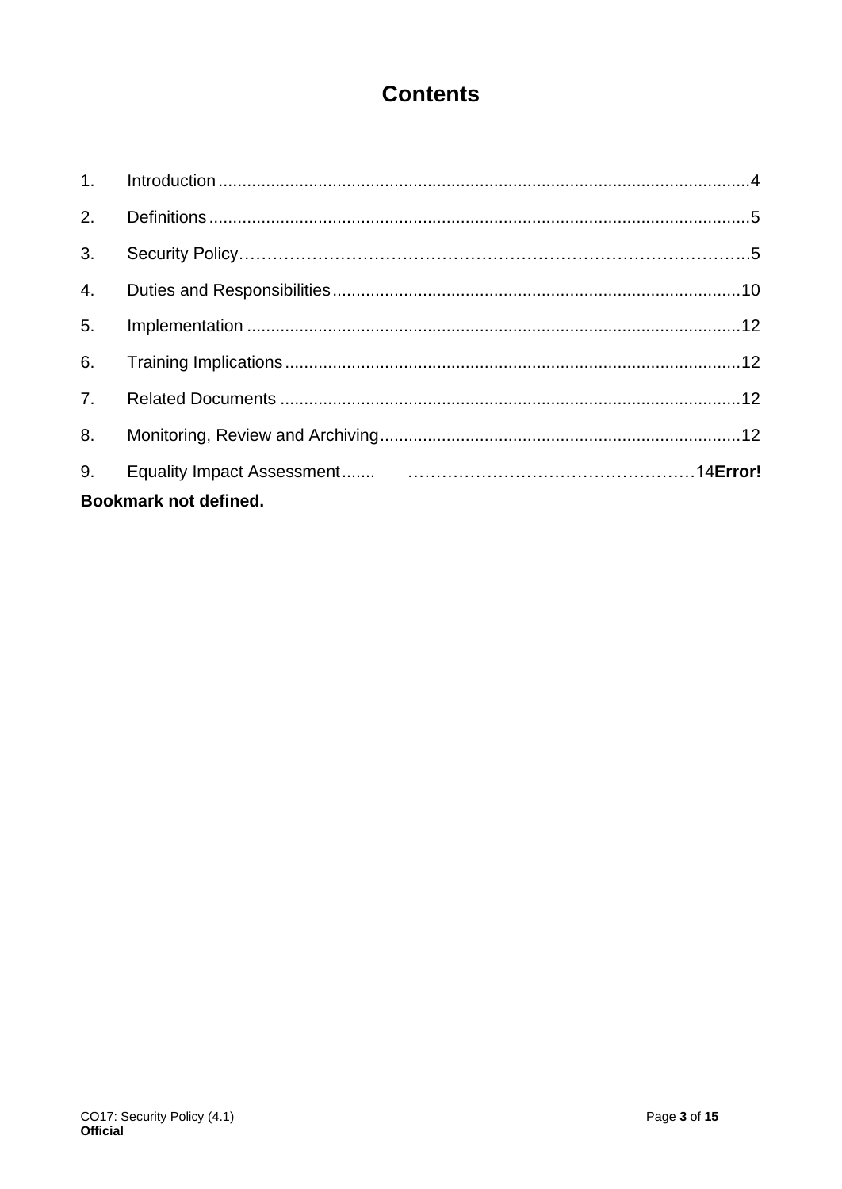# Contents

1. Introduction ..............................................................................................................4
2. Definitions ................................................................................................................5
3. Security Policy………………………………………………………………………………..5
4. Duties and Responsibilities.....................................................................................10
5. Implementation .......................................................................................................12
6. Training Implications...............................................................................................12
7. Related Documents ................................................................................................12
8. Monitoring, Review and Archiving...........................................................................12
9. Equality Impact Assessment....... ……………………………………………14**Error! Bookmark not defined.**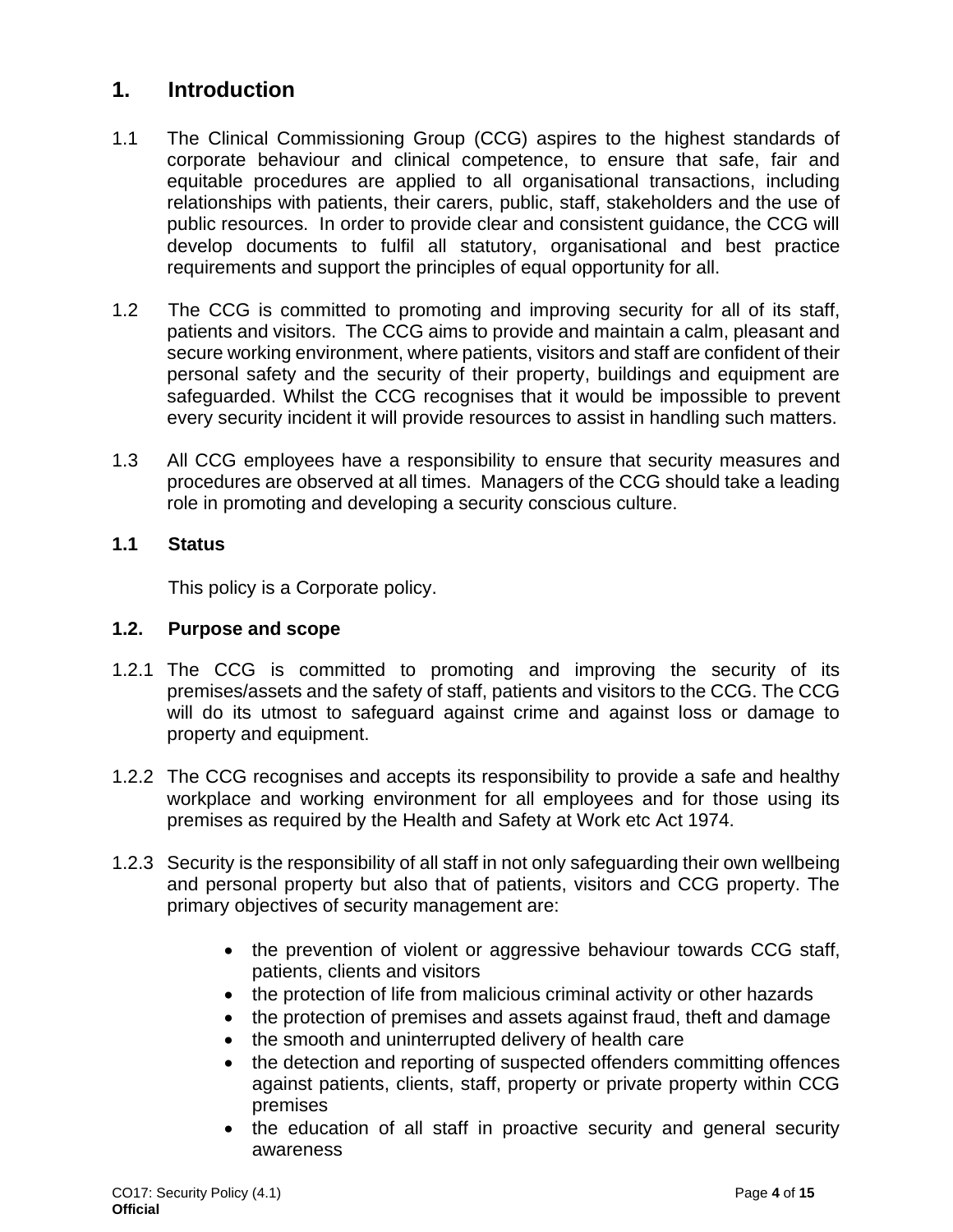# 1. Introduction

1.1 The Clinical Commissioning Group (CCG) aspires to the highest standards of corporate behaviour and clinical competence, to ensure that safe, fair and equitable procedures are applied to all organisational transactions, including relationships with patients, their carers, public, staff, stakeholders and the use of public resources. In order to provide clear and consistent guidance, the CCG will develop documents to fulfil all statutory, organisational and best practice requirements and support the principles of equal opportunity for all.

1.2 The CCG is committed to promoting and improving security for all of its staff, patients and visitors. The CCG aims to provide and maintain a calm, pleasant and secure working environment, where patients, visitors and staff are confident of their personal safety and the security of their property, buildings and equipment are safeguarded. Whilst the CCG recognises that it would be impossible to prevent every security incident it will provide resources to assist in handling such matters.

1.3 All CCG employees have a responsibility to ensure that security measures and procedures are observed at all times. Managers of the CCG should take a leading role in promoting and developing a security conscious culture.

### 1.1 Status

This policy is a Corporate policy.

### 1.2. Purpose and scope

1.2.1 The CCG is committed to promoting and improving the security of its premises/assets and the safety of staff, patients and visitors to the CCG. The CCG will do its utmost to safeguard against crime and against loss or damage to property and equipment.

1.2.2 The CCG recognises and accepts its responsibility to provide a safe and healthy workplace and working environment for all employees and for those using its premises as required by the Health and Safety at Work etc Act 1974.

1.2.3 Security is the responsibility of all staff in not only safeguarding their own wellbeing and personal property but also that of patients, visitors and CCG property. The primary objectives of security management are:

- the prevention of violent or aggressive behaviour towards CCG staff, patients, clients and visitors
- the protection of life from malicious criminal activity or other hazards
- the protection of premises and assets against fraud, theft and damage
- the smooth and uninterrupted delivery of health care
- the detection and reporting of suspected offenders committing offences against patients, clients, staff, property or private property within CCG premises
- the education of all staff in proactive security and general security awareness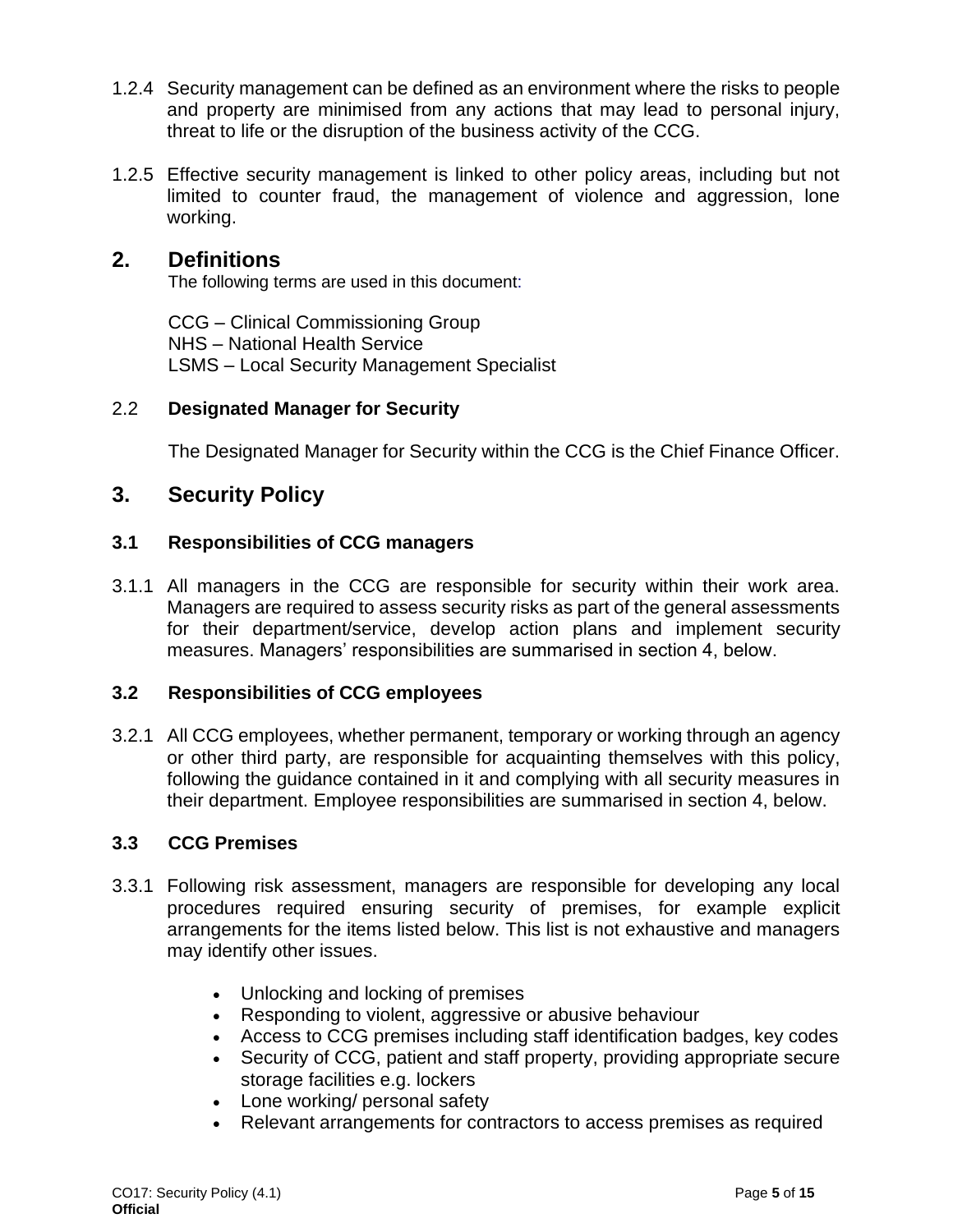1.2.4 Security management can be defined as an environment where the risks to people and property are minimised from any actions that may lead to personal injury, threat to life or the disruption of the business activity of the CCG.

1.2.5 Effective security management is linked to other policy areas, including but not limited to counter fraud, the management of violence and aggression, lone working.

## 2. Definitions

The following terms are used in this document:

CCG – Clinical Commissioning Group
NHS – National Health Service
LSMS – Local Security Management Specialist

### 2.2 Designated Manager for Security

The Designated Manager for Security within the CCG is the Chief Finance Officer.

## 3. Security Policy

### 3.1 Responsibilities of CCG managers

3.1.1 All managers in the CCG are responsible for security within their work area. Managers are required to assess security risks as part of the general assessments for their department/service, develop action plans and implement security measures. Managers' responsibilities are summarised in section 4, below.

### 3.2 Responsibilities of CCG employees

3.2.1 All CCG employees, whether permanent, temporary or working through an agency or other third party, are responsible for acquainting themselves with this policy, following the guidance contained in it and complying with all security measures in their department. Employee responsibilities are summarised in section 4, below.

### 3.3 CCG Premises

3.3.1 Following risk assessment, managers are responsible for developing any local procedures required ensuring security of premises, for example explicit arrangements for the items listed below. This list is not exhaustive and managers may identify other issues.

- Unlocking and locking of premises
- Responding to violent, aggressive or abusive behaviour
- Access to CCG premises including staff identification badges, key codes
- Security of CCG, patient and staff property, providing appropriate secure storage facilities e.g. lockers
- Lone working/ personal safety
- Relevant arrangements for contractors to access premises as required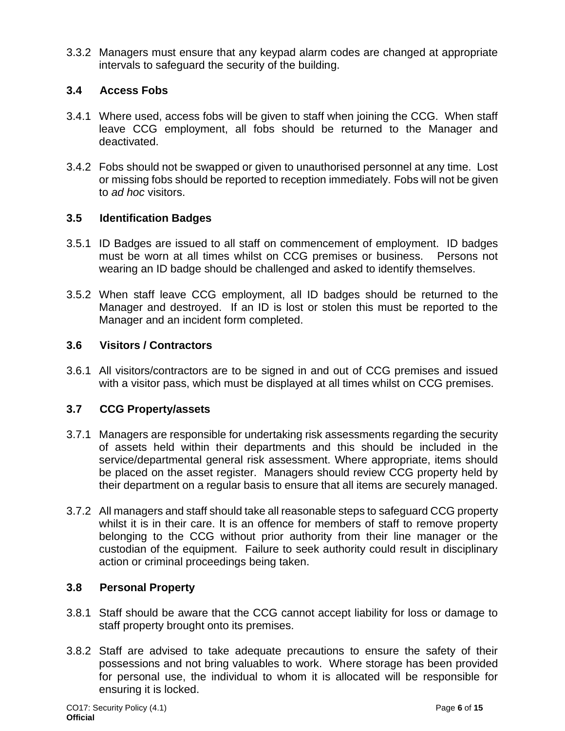3.3.2 Managers must ensure that any keypad alarm codes are changed at appropriate intervals to safeguard the security of the building.

### 3.4 Access Fobs

3.4.1 Where used, access fobs will be given to staff when joining the CCG. When staff leave CCG employment, all fobs should be returned to the Manager and deactivated.

3.4.2 Fobs should not be swapped or given to unauthorised personnel at any time. Lost or missing fobs should be reported to reception immediately. Fobs will not be given to *ad hoc* visitors.

### 3.5 Identification Badges

3.5.1 ID Badges are issued to all staff on commencement of employment. ID badges must be worn at all times whilst on CCG premises or business. Persons not wearing an ID badge should be challenged and asked to identify themselves.

3.5.2 When staff leave CCG employment, all ID badges should be returned to the Manager and destroyed. If an ID is lost or stolen this must be reported to the Manager and an incident form completed.

### 3.6 Visitors / Contractors

3.6.1 All visitors/contractors are to be signed in and out of CCG premises and issued with a visitor pass, which must be displayed at all times whilst on CCG premises.

### 3.7 CCG Property/assets

3.7.1 Managers are responsible for undertaking risk assessments regarding the security of assets held within their departments and this should be included in the service/departmental general risk assessment. Where appropriate, items should be placed on the asset register. Managers should review CCG property held by their department on a regular basis to ensure that all items are securely managed.

3.7.2 All managers and staff should take all reasonable steps to safeguard CCG property whilst it is in their care. It is an offence for members of staff to remove property belonging to the CCG without prior authority from their line manager or the custodian of the equipment. Failure to seek authority could result in disciplinary action or criminal proceedings being taken.

### 3.8 Personal Property

3.8.1 Staff should be aware that the CCG cannot accept liability for loss or damage to staff property brought onto its premises.

3.8.2 Staff are advised to take adequate precautions to ensure the safety of their possessions and not bring valuables to work. Where storage has been provided for personal use, the individual to whom it is allocated will be responsible for ensuring it is locked.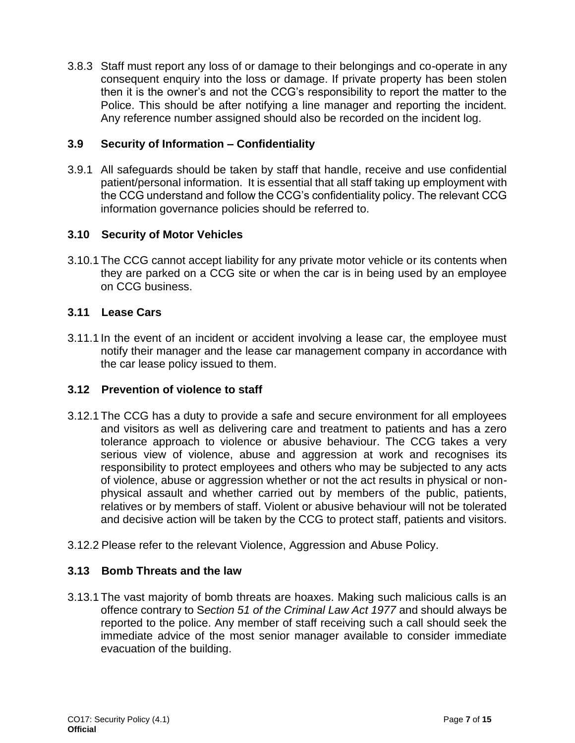3.8.3 Staff must report any loss of or damage to their belongings and co-operate in any consequent enquiry into the loss or damage. If private property has been stolen then it is the owner's and not the CCG's responsibility to report the matter to the Police. This should be after notifying a line manager and reporting the incident. Any reference number assigned should also be recorded on the incident log.

### 3.9 Security of Information – Confidentiality

3.9.1 All safeguards should be taken by staff that handle, receive and use confidential patient/personal information. It is essential that all staff taking up employment with the CCG understand and follow the CCG's confidentiality policy. The relevant CCG information governance policies should be referred to.

### 3.10 Security of Motor Vehicles

3.10.1 The CCG cannot accept liability for any private motor vehicle or its contents when they are parked on a CCG site or when the car is in being used by an employee on CCG business.

### 3.11 Lease Cars

3.11.1 In the event of an incident or accident involving a lease car, the employee must notify their manager and the lease car management company in accordance with the car lease policy issued to them.

### 3.12 Prevention of violence to staff

3.12.1 The CCG has a duty to provide a safe and secure environment for all employees and visitors as well as delivering care and treatment to patients and has a zero tolerance approach to violence or abusive behaviour. The CCG takes a very serious view of violence, abuse and aggression at work and recognises its responsibility to protect employees and others who may be subjected to any acts of violence, abuse or aggression whether or not the act results in physical or non-physical assault and whether carried out by members of the public, patients, relatives or by members of staff. Violent or abusive behaviour will not be tolerated and decisive action will be taken by the CCG to protect staff, patients and visitors.

3.12.2 Please refer to the relevant Violence, Aggression and Abuse Policy.

### 3.13 Bomb Threats and the law

3.13.1 The vast majority of bomb threats are hoaxes. Making such malicious calls is an offence contrary to S*ection 51 of the Criminal Law Act 1977* and should always be reported to the police. Any member of staff receiving such a call should seek the immediate advice of the most senior manager available to consider immediate evacuation of the building.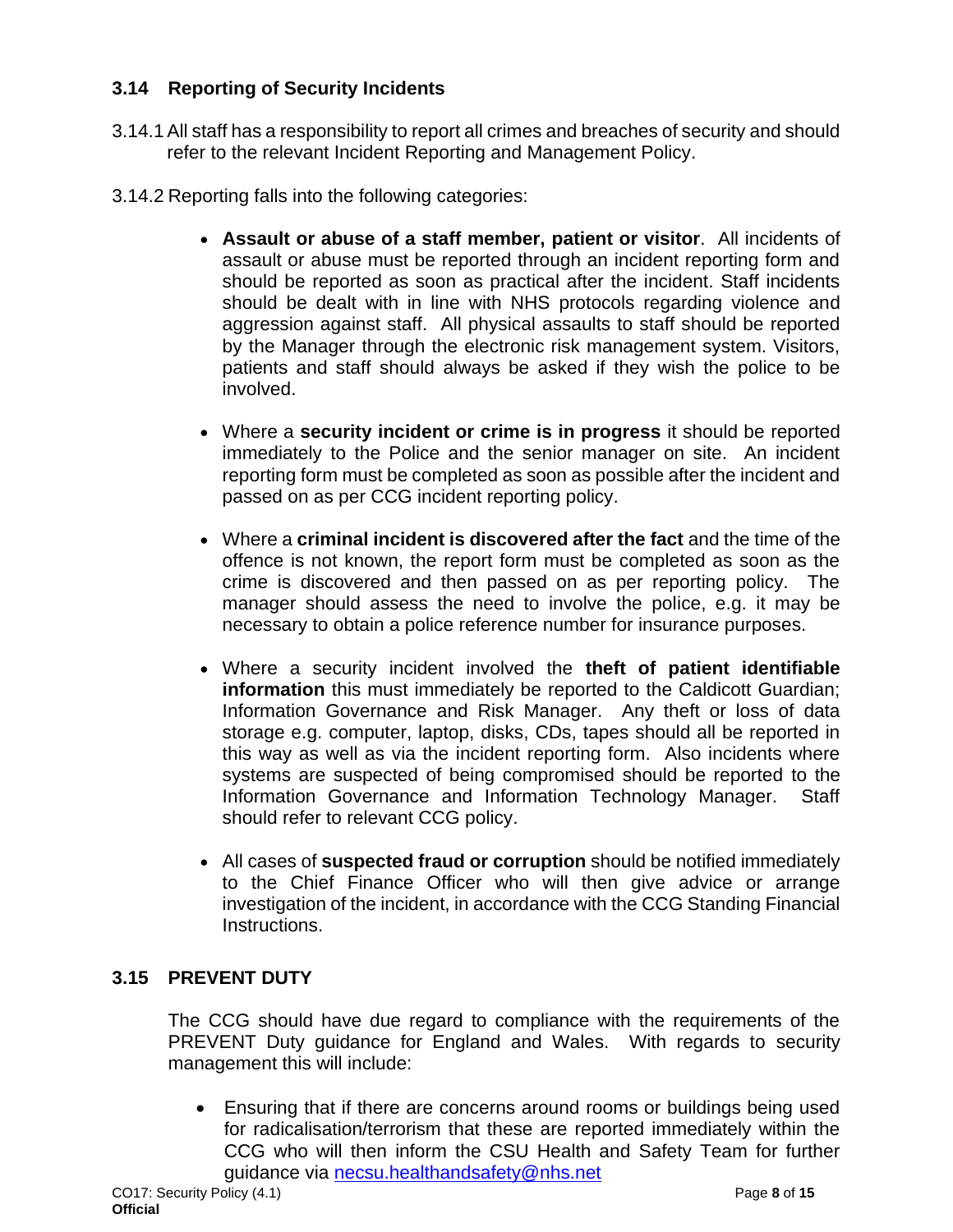### 3.14 Reporting of Security Incidents

3.14.1 All staff has a responsibility to report all crimes and breaches of security and should refer to the relevant Incident Reporting and Management Policy.

3.14.2 Reporting falls into the following categories:

- **Assault or abuse of a staff member, patient or visitor**. All incidents of assault or abuse must be reported through an incident reporting form and should be reported as soon as practical after the incident. Staff incidents should be dealt with in line with NHS protocols regarding violence and aggression against staff. All physical assaults to staff should be reported by the Manager through the electronic risk management system. Visitors, patients and staff should always be asked if they wish the police to be involved.

- Where a **security incident or crime is in progress** it should be reported immediately to the Police and the senior manager on site. An incident reporting form must be completed as soon as possible after the incident and passed on as per CCG incident reporting policy.

- Where a **criminal incident is discovered after the fact** and the time of the offence is not known, the report form must be completed as soon as the crime is discovered and then passed on as per reporting policy. The manager should assess the need to involve the police, e.g. it may be necessary to obtain a police reference number for insurance purposes.

- Where a security incident involved the **theft of patient identifiable information** this must immediately be reported to the Caldicott Guardian; Information Governance and Risk Manager. Any theft or loss of data storage e.g. computer, laptop, disks, CDs, tapes should all be reported in this way as well as via the incident reporting form. Also incidents where systems are suspected of being compromised should be reported to the Information Governance and Information Technology Manager. Staff should refer to relevant CCG policy.

- All cases of **suspected fraud or corruption** should be notified immediately to the Chief Finance Officer who will then give advice or arrange investigation of the incident, in accordance with the CCG Standing Financial Instructions.

### 3.15 PREVENT DUTY

The CCG should have due regard to compliance with the requirements of the PREVENT Duty guidance for England and Wales. With regards to security management this will include:

- Ensuring that if there are concerns around rooms or buildings being used for radicalisation/terrorism that these are reported immediately within the CCG who will then inform the CSU Health and Safety Team for further guidance via necsu.healthandsafety@nhs.net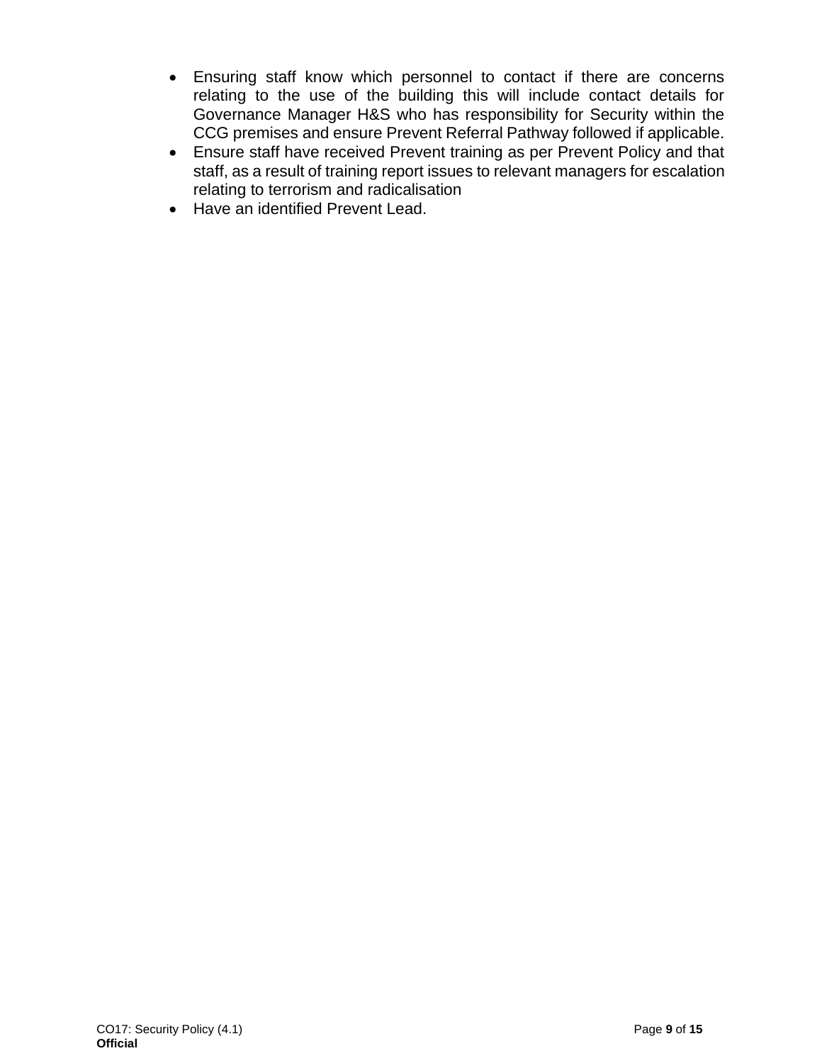- Ensuring staff know which personnel to contact if there are concerns relating to the use of the building this will include contact details for Governance Manager H&S who has responsibility for Security within the CCG premises and ensure Prevent Referral Pathway followed if applicable.
- Ensure staff have received Prevent training as per Prevent Policy and that staff, as a result of training report issues to relevant managers for escalation relating to terrorism and radicalisation
- Have an identified Prevent Lead.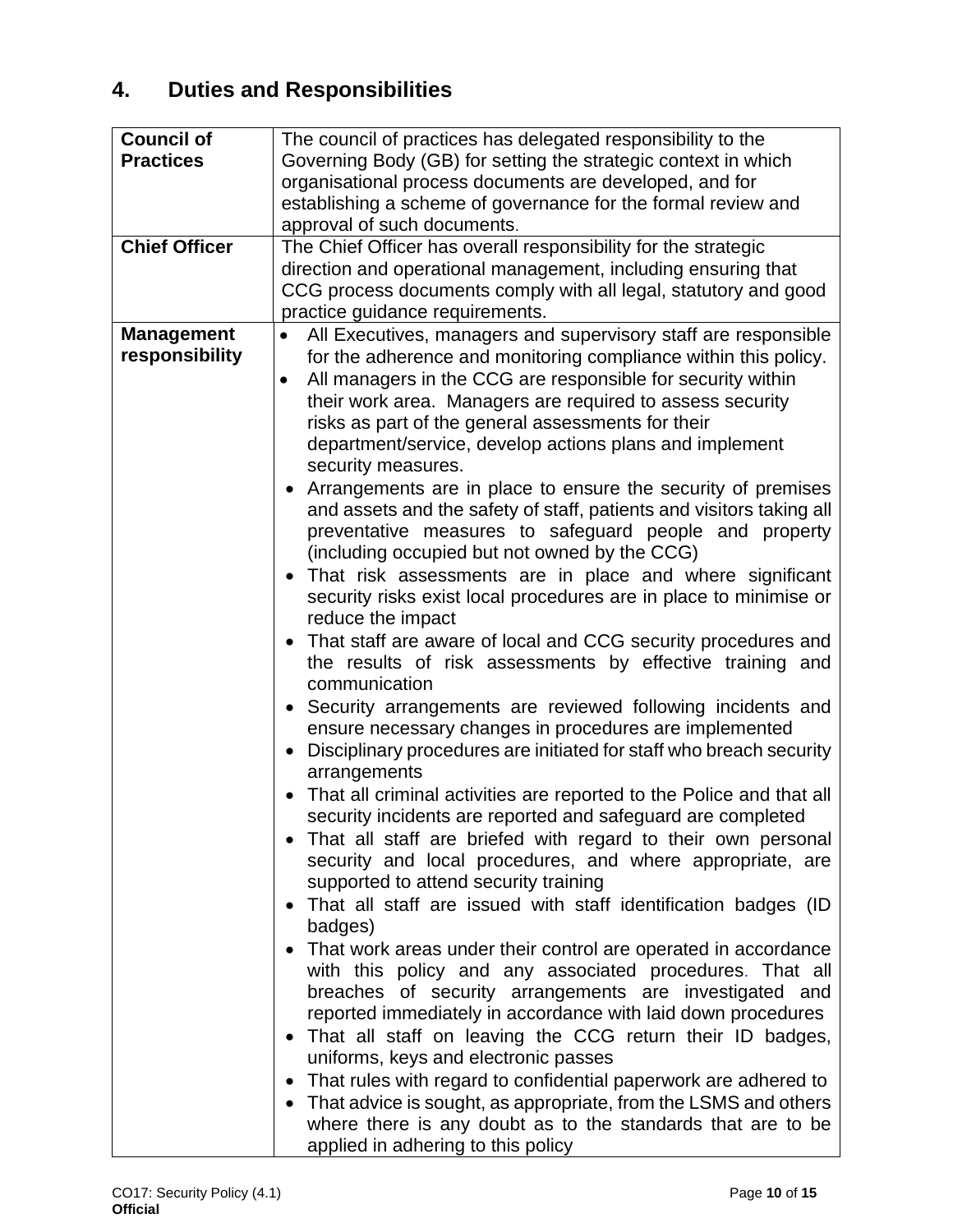## 4. Duties and Responsibilities

| | |
|---|---|
| **Council of Practices** | The council of practices has delegated responsibility to the Governing Body (GB) for setting the strategic context in which organisational process documents are developed, and for establishing a scheme of governance for the formal review and approval of such documents. |
| **Chief Officer** | The Chief Officer has overall responsibility for the strategic direction and operational management, including ensuring that CCG process documents comply with all legal, statutory and good practice guidance requirements. |
| **Management responsibility** | • All Executives, managers and supervisory staff are responsible for the adherence and monitoring compliance within this policy.<br>• All managers in the CCG are responsible for security within their work area. Managers are required to assess security risks as part of the general assessments for their department/service, develop actions plans and implement security measures.<br>• Arrangements are in place to ensure the security of premises and assets and the safety of staff, patients and visitors taking all preventative measures to safeguard people and property (including occupied but not owned by the CCG)<br>• That risk assessments are in place and where significant security risks exist local procedures are in place to minimise or reduce the impact<br>• That staff are aware of local and CCG security procedures and the results of risk assessments by effective training and communication<br>• Security arrangements are reviewed following incidents and ensure necessary changes in procedures are implemented<br>• Disciplinary procedures are initiated for staff who breach security arrangements<br>• That all criminal activities are reported to the Police and that all security incidents are reported and safeguard are completed<br>• That all staff are briefed with regard to their own personal security and local procedures, and where appropriate, are supported to attend security training<br>• That all staff are issued with staff identification badges (ID badges)<br>• That work areas under their control are operated in accordance with this policy and any associated procedures. That all breaches of security arrangements are investigated and reported immediately in accordance with laid down procedures<br>• That all staff on leaving the CCG return their ID badges, uniforms, keys and electronic passes<br>• That rules with regard to confidential paperwork are adhered to<br>• That advice is sought, as appropriate, from the LSMS and others where there is any doubt as to the standards that are to be applied in adhering to this policy |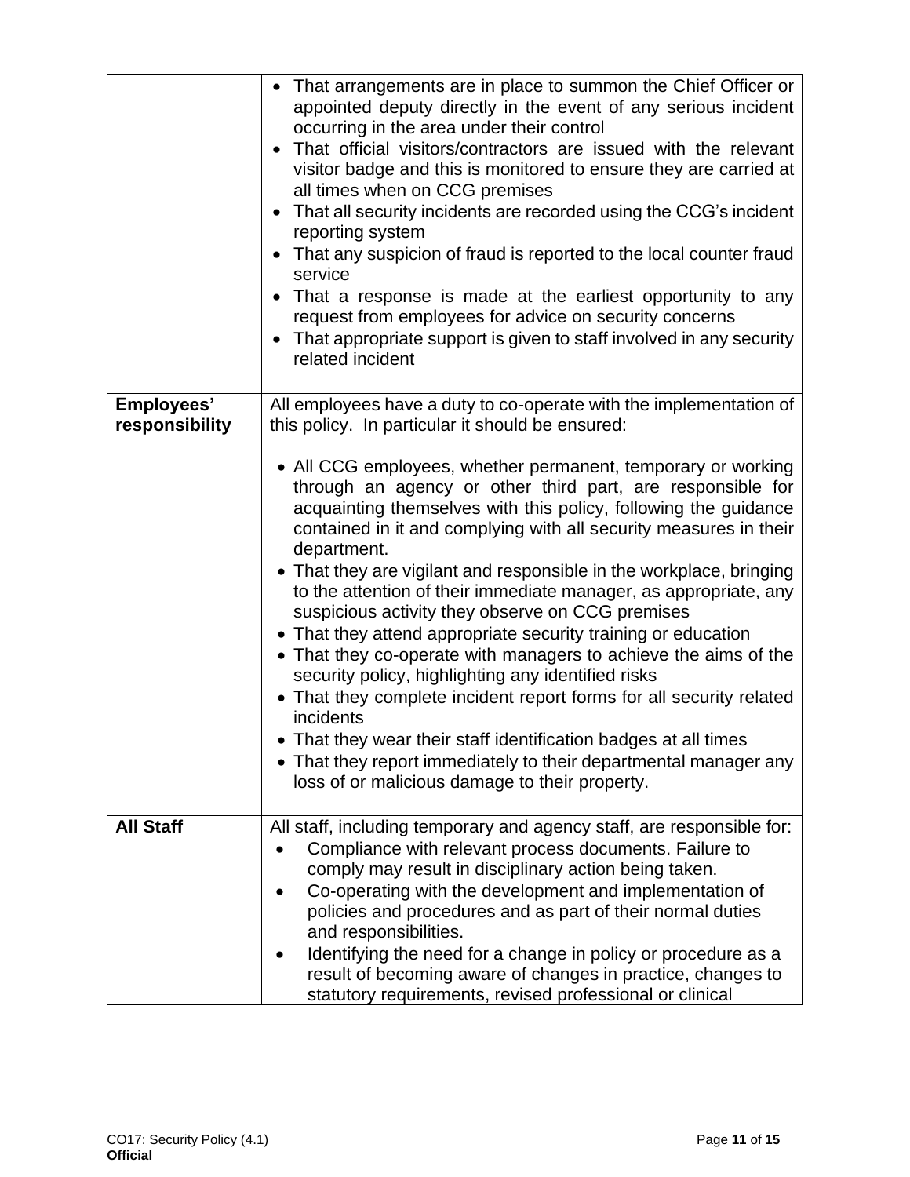| | |
|---|---|
| | • That arrangements are in place to summon the Chief Officer or appointed deputy directly in the event of any serious incident occurring in the area under their control<br>• That official visitors/contractors are issued with the relevant visitor badge and this is monitored to ensure they are carried at all times when on CCG premises<br>• That all security incidents are recorded using the CCG's incident reporting system<br>• That any suspicion of fraud is reported to the local counter fraud service<br>• That a response is made at the earliest opportunity to any request from employees for advice on security concerns<br>• That appropriate support is given to staff involved in any security related incident |
| **Employees' responsibility** | All employees have a duty to co-operate with the implementation of this policy. In particular it should be ensured:<br><br>• All CCG employees, whether permanent, temporary or working through an agency or other third part, are responsible for acquainting themselves with this policy, following the guidance contained in it and complying with all security measures in their department.<br>• That they are vigilant and responsible in the workplace, bringing to the attention of their immediate manager, as appropriate, any suspicious activity they observe on CCG premises<br>• That they attend appropriate security training or education<br>• That they co-operate with managers to achieve the aims of the security policy, highlighting any identified risks<br>• That they complete incident report forms for all security related incidents<br>• That they wear their staff identification badges at all times<br>• That they report immediately to their departmental manager any loss of or malicious damage to their property. |
| **All Staff** | All staff, including temporary and agency staff, are responsible for:<br>• Compliance with relevant process documents. Failure to comply may result in disciplinary action being taken.<br>• Co-operating with the development and implementation of policies and procedures and as part of their normal duties and responsibilities.<br>• Identifying the need for a change in policy or procedure as a result of becoming aware of changes in practice, changes to statutory requirements, revised professional or clinical |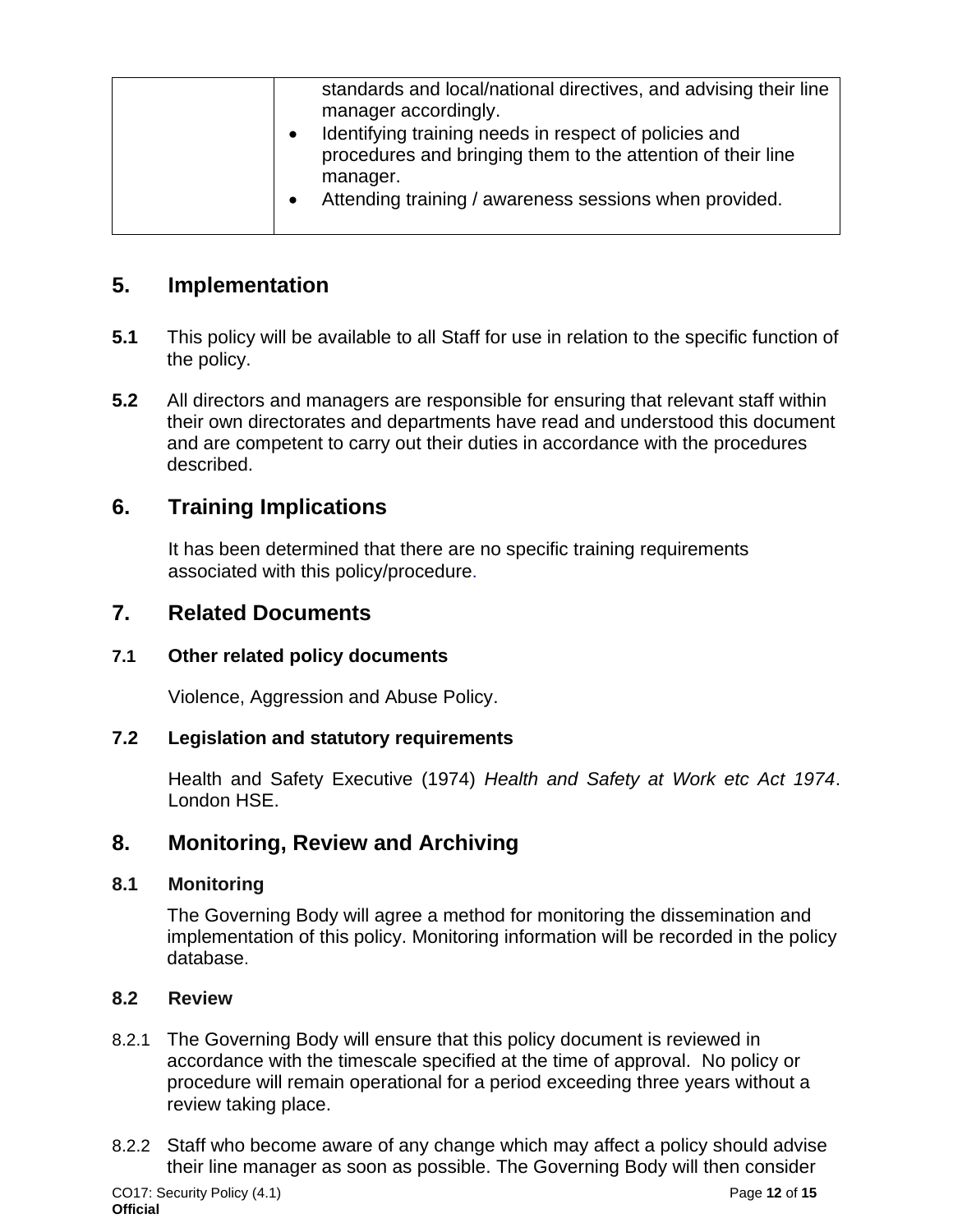| | |
|---|---|
| | standards and local/national directives, and advising their line manager accordingly.<br>• Identifying training needs in respect of policies and procedures and bringing them to the attention of their line manager.<br>• Attending training / awareness sessions when provided. |

## 5. Implementation

**5.1** This policy will be available to all Staff for use in relation to the specific function of the policy.

**5.2** All directors and managers are responsible for ensuring that relevant staff within their own directorates and departments have read and understood this document and are competent to carry out their duties in accordance with the procedures described.

## 6. Training Implications

It has been determined that there are no specific training requirements associated with this policy/procedure.

## 7. Related Documents

### 7.1 Other related policy documents

Violence, Aggression and Abuse Policy.

### 7.2 Legislation and statutory requirements

Health and Safety Executive (1974) *Health and Safety at Work etc Act 1974*. London HSE.

## 8. Monitoring, Review and Archiving

### 8.1 Monitoring

The Governing Body will agree a method for monitoring the dissemination and implementation of this policy. Monitoring information will be recorded in the policy database.

### 8.2 Review

8.2.1 The Governing Body will ensure that this policy document is reviewed in accordance with the timescale specified at the time of approval. No policy or procedure will remain operational for a period exceeding three years without a review taking place.

8.2.2 Staff who become aware of any change which may affect a policy should advise their line manager as soon as possible. The Governing Body will then consider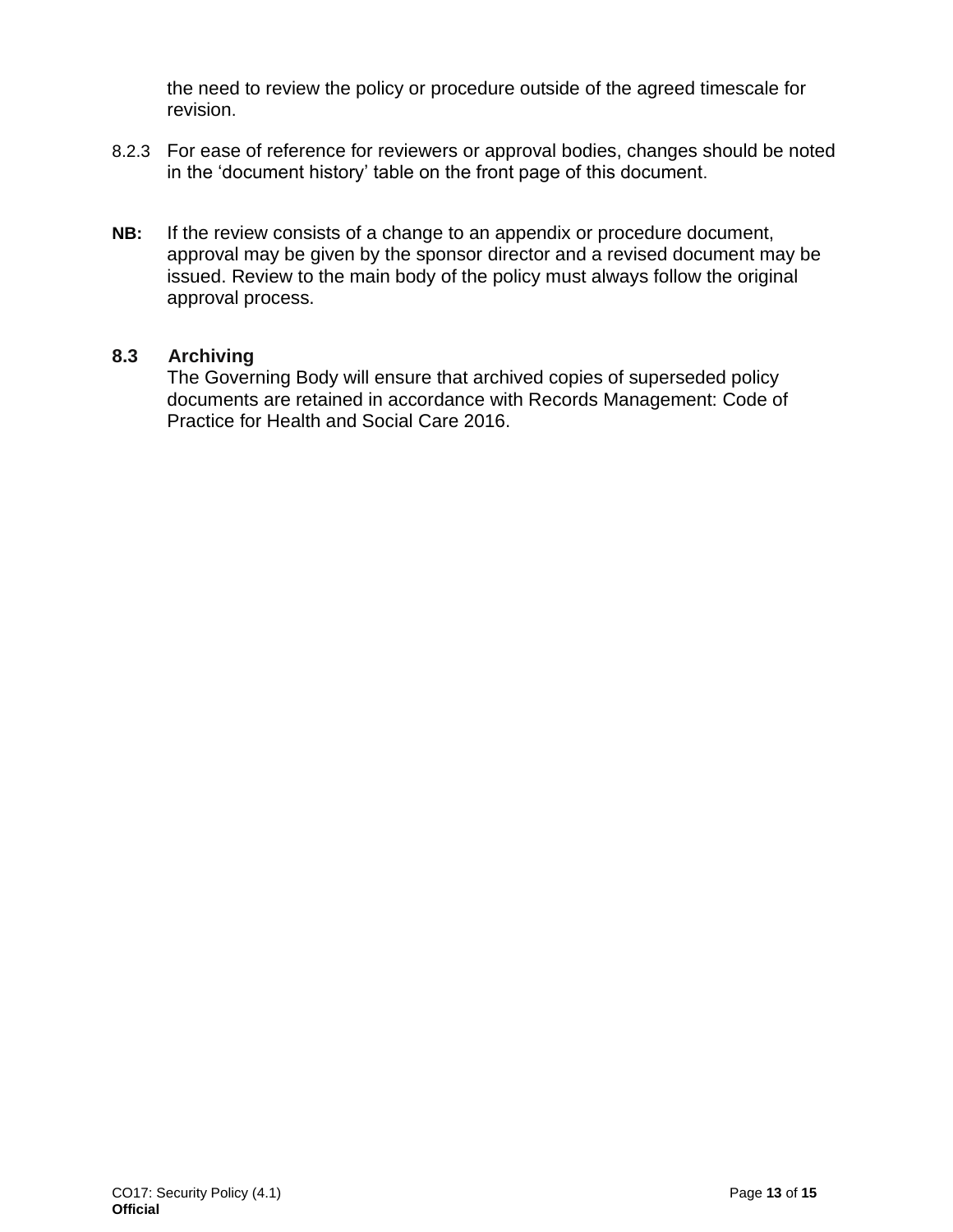the need to review the policy or procedure outside of the agreed timescale for revision.

8.2.3 For ease of reference for reviewers or approval bodies, changes should be noted in the 'document history' table on the front page of this document.

**NB:** If the review consists of a change to an appendix or procedure document, approval may be given by the sponsor director and a revised document may be issued. Review to the main body of the policy must always follow the original approval process.

### 8.3 Archiving

The Governing Body will ensure that archived copies of superseded policy documents are retained in accordance with Records Management: Code of Practice for Health and Social Care 2016.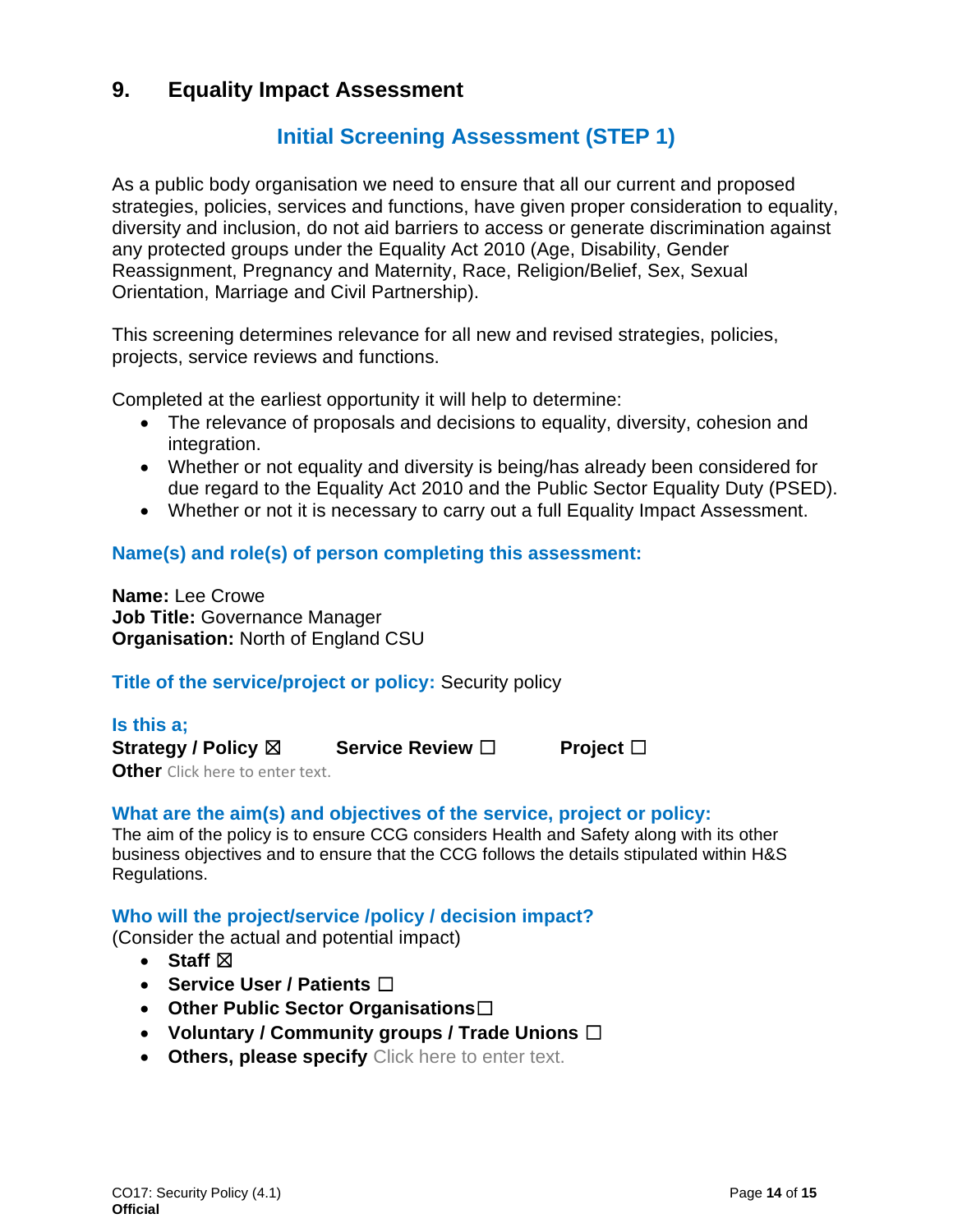## 9. Equality Impact Assessment

### Initial Screening Assessment (STEP 1)

As a public body organisation we need to ensure that all our current and proposed strategies, policies, services and functions, have given proper consideration to equality, diversity and inclusion, do not aid barriers to access or generate discrimination against any protected groups under the Equality Act 2010 (Age, Disability, Gender Reassignment, Pregnancy and Maternity, Race, Religion/Belief, Sex, Sexual Orientation, Marriage and Civil Partnership).

This screening determines relevance for all new and revised strategies, policies, projects, service reviews and functions.

Completed at the earliest opportunity it will help to determine:

- The relevance of proposals and decisions to equality, diversity, cohesion and integration.
- Whether or not equality and diversity is being/has already been considered for due regard to the Equality Act 2010 and the Public Sector Equality Duty (PSED).
- Whether or not it is necessary to carry out a full Equality Impact Assessment.

**Name(s) and role(s) of person completing this assessment:**

**Name:** Lee Crowe
**Job Title:** Governance Manager
**Organisation:** North of England CSU

**Title of the service/project or policy:** Security policy

**Is this a;**
**Strategy / Policy** ☒ **Service Review** ☐ **Project** ☐
**Other** Click here to enter text.

**What are the aim(s) and objectives of the service, project or policy:**
The aim of the policy is to ensure CCG considers Health and Safety along with its other business objectives and to ensure that the CCG follows the details stipulated within H&S Regulations.

**Who will the project/service /policy / decision impact?**
(Consider the actual and potential impact)

- **Staff** ☒
- **Service User / Patients** ☐
- **Other Public Sector Organisations** ☐
- **Voluntary / Community groups / Trade Unions** ☐
- **Others, please specify** Click here to enter text.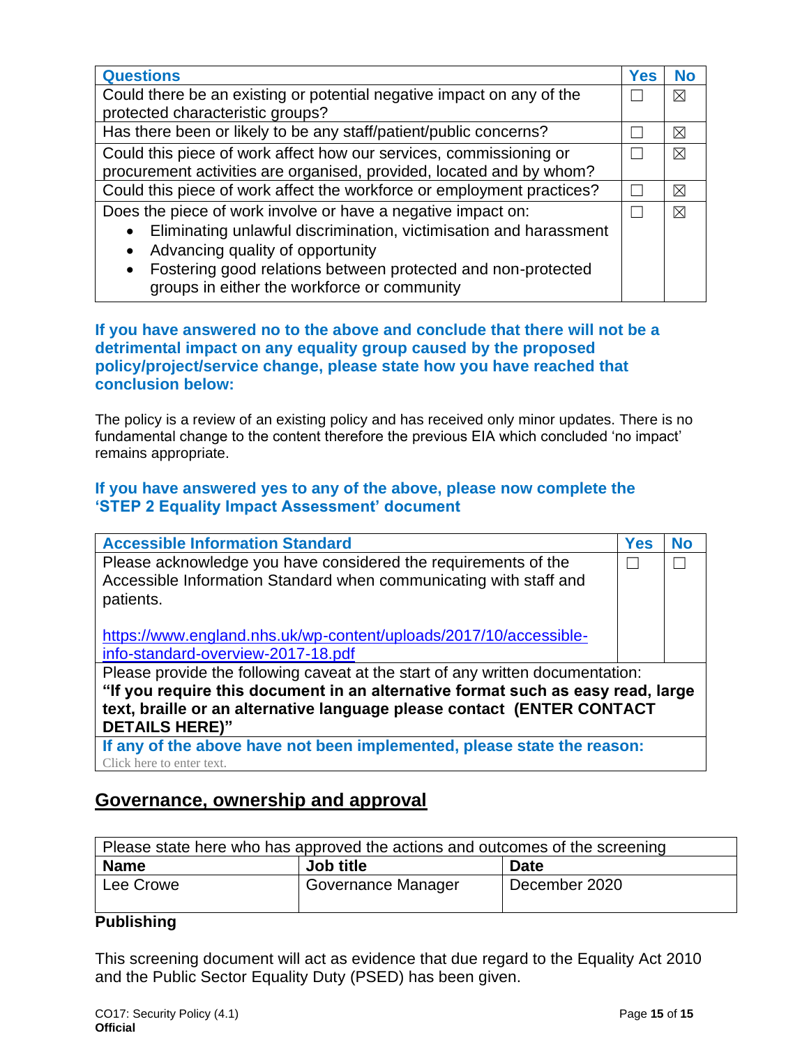| Questions | Yes | No |
|---|---|---|
| Could there be an existing or potential negative impact on any of the protected characteristic groups? | ☐ | ☒ |
| Has there been or likely to be any staff/patient/public concerns? | ☐ | ☒ |
| Could this piece of work affect how our services, commissioning or procurement activities are organised, provided, located and by whom? | ☐ | ☒ |
| Could this piece of work affect the workforce or employment practices? | ☐ | ☒ |
| Does the piece of work involve or have a negative impact on:<br>• Eliminating unlawful discrimination, victimisation and harassment<br>• Advancing quality of opportunity<br>• Fostering good relations between protected and non-protected groups in either the workforce or community | ☐ | ☒ |

**If you have answered no to the above and conclude that there will not be a detrimental impact on any equality group caused by the proposed policy/project/service change, please state how you have reached that conclusion below:**

The policy is a review of an existing policy and has received only minor updates. There is no fundamental change to the content therefore the previous EIA which concluded 'no impact' remains appropriate.

**If you have answered yes to any of the above, please now complete the 'STEP 2 Equality Impact Assessment' document**

| Accessible Information Standard | Yes | No |
|---|---|---|
| Please acknowledge you have considered the requirements of the Accessible Information Standard when communicating with staff and patients.<br><br>https://www.england.nhs.uk/wp-content/uploads/2017/10/accessible-info-standard-overview-2017-18.pdf | ☐ | ☐ |
| Please provide the following caveat at the start of any written documentation:<br>**"If you require this document in an alternative format such as easy read, large text, braille or an alternative language please contact (ENTER CONTACT DETAILS HERE)"** | | |
| **If any of the above have not been implemented, please state the reason:**<br>Click here to enter text. | | |

## Governance, ownership and approval

| Please state here who has approved the actions and outcomes of the screening | | |
|---|---|---|
| **Name** | **Job title** | **Date** |
| Lee Crowe | Governance Manager | December 2020 |

**Publishing**

This screening document will act as evidence that due regard to the Equality Act 2010 and the Public Sector Equality Duty (PSED) has been given.